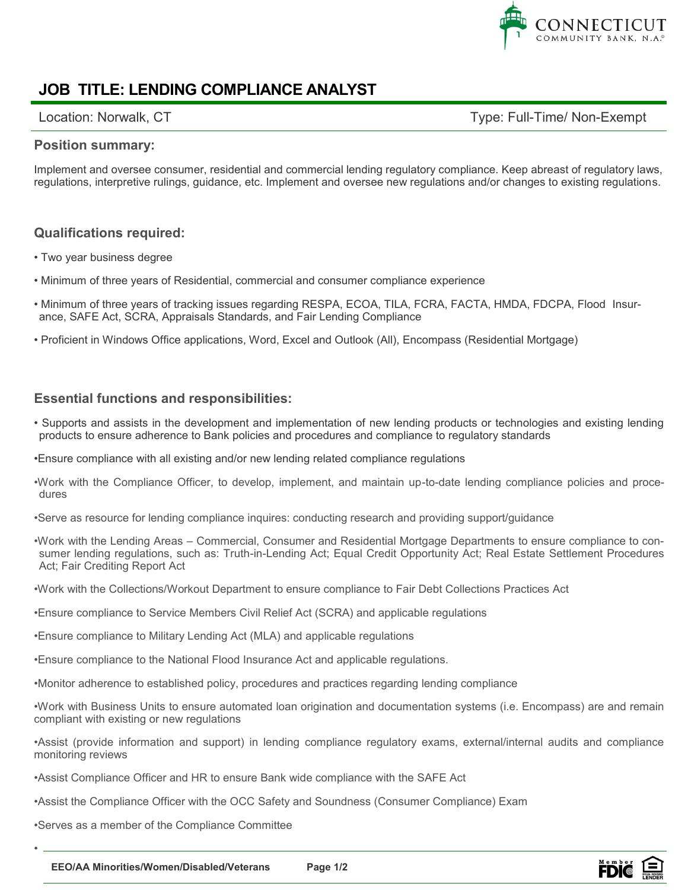CONNECTICUT COMMUNITY BANK, N.A.

# JOB TITLE: LENDING COMPLIANCE ANALYST

Location: Norwalk, CT

Type: Full-Time/ Non-Exempt

## Position summary:

Implement and oversee consumer, residential and commercial lending regulatory compliance. Keep abreast of regulatory laws, regulations, interpretive rulings, guidance, etc. Implement and oversee new regulations and/or changes to existing regulations.

## Qualifications required:

- Two year business degree
- Minimum of three years of Residential, commercial and consumer compliance experience
- Minimum of three years of tracking issues regarding RESPA, ECOA, TILA, FCRA, FACTA, HMDA, FDCPA, Flood Insurance, SAFE Act, SCRA, Appraisals Standards, and Fair Lending Compliance
- Proficient in Windows Office applications, Word, Excel and Outlook (All), Encompass (Residential Mortgage)

## Essential functions and responsibilities:

- Supports and assists in the development and implementation of new lending products or technologies and existing lending products to ensure adherence to Bank policies and procedures and compliance to regulatory standards
- Ensure compliance with all existing and/or new lending related compliance regulations
- Work with the Compliance Officer, to develop, implement, and maintain up-to-date lending compliance policies and procedures
- Serve as resource for lending compliance inquires: conducting research and providing support/guidance
- Work with the Lending Areas – Commercial, Consumer and Residential Mortgage Departments to ensure compliance to consumer lending regulations, such as: Truth-in-Lending Act; Equal Credit Opportunity Act; Real Estate Settlement Procedures Act; Fair Crediting Report Act
- Work with the Collections/Workout Department to ensure compliance to Fair Debt Collections Practices Act
- Ensure compliance to Service Members Civil Relief Act (SCRA) and applicable regulations
- Ensure compliance to Military Lending Act (MLA) and applicable regulations
- Ensure compliance to the National Flood Insurance Act and applicable regulations.
- Monitor adherence to established policy, procedures and practices regarding lending compliance
- Work with Business Units to ensure automated loan origination and documentation systems (i.e. Encompass) are and remain compliant with existing or new regulations
- Assist (provide information and support) in lending compliance regulatory exams, external/internal audits and compliance monitoring reviews
- Assist Compliance Officer and HR to ensure Bank wide compliance with the SAFE Act
- Assist the Compliance Officer with the OCC Safety and Soundness (Consumer Compliance) Exam
- Serves as a member of the Compliance Committee

EEO/AA Minorities/Women/Disabled/Veterans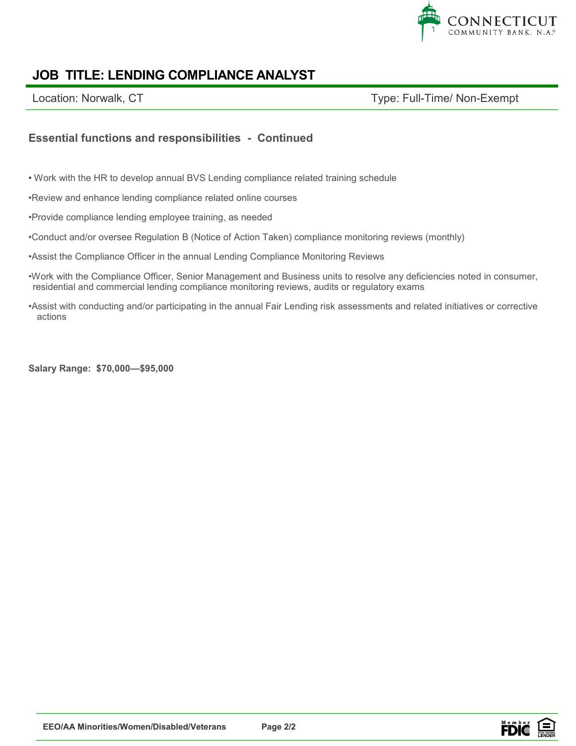# JOB TITLE: LENDING COMPLIANCE ANALYST

Location: Norwalk, CT

Type: Full-Time/ Non-Exempt

## Essential functions and responsibilities - Continued

- Work with the HR to develop annual BVS Lending compliance related training schedule
- Review and enhance lending compliance related online courses
- Provide compliance lending employee training, as needed
- Conduct and/or oversee Regulation B (Notice of Action Taken) compliance monitoring reviews (monthly)
- Assist the Compliance Officer in the annual Lending Compliance Monitoring Reviews
- Work with the Compliance Officer, Senior Management and Business units to resolve any deficiencies noted in consumer, residential and commercial lending compliance monitoring reviews, audits or regulatory exams
- Assist with conducting and/or participating in the annual Fair Lending risk assessments and related initiatives or corrective actions

**Salary Range: $70,000—$95,000**

**EEO/AA Minorities/Women/Disabled/Veterans**